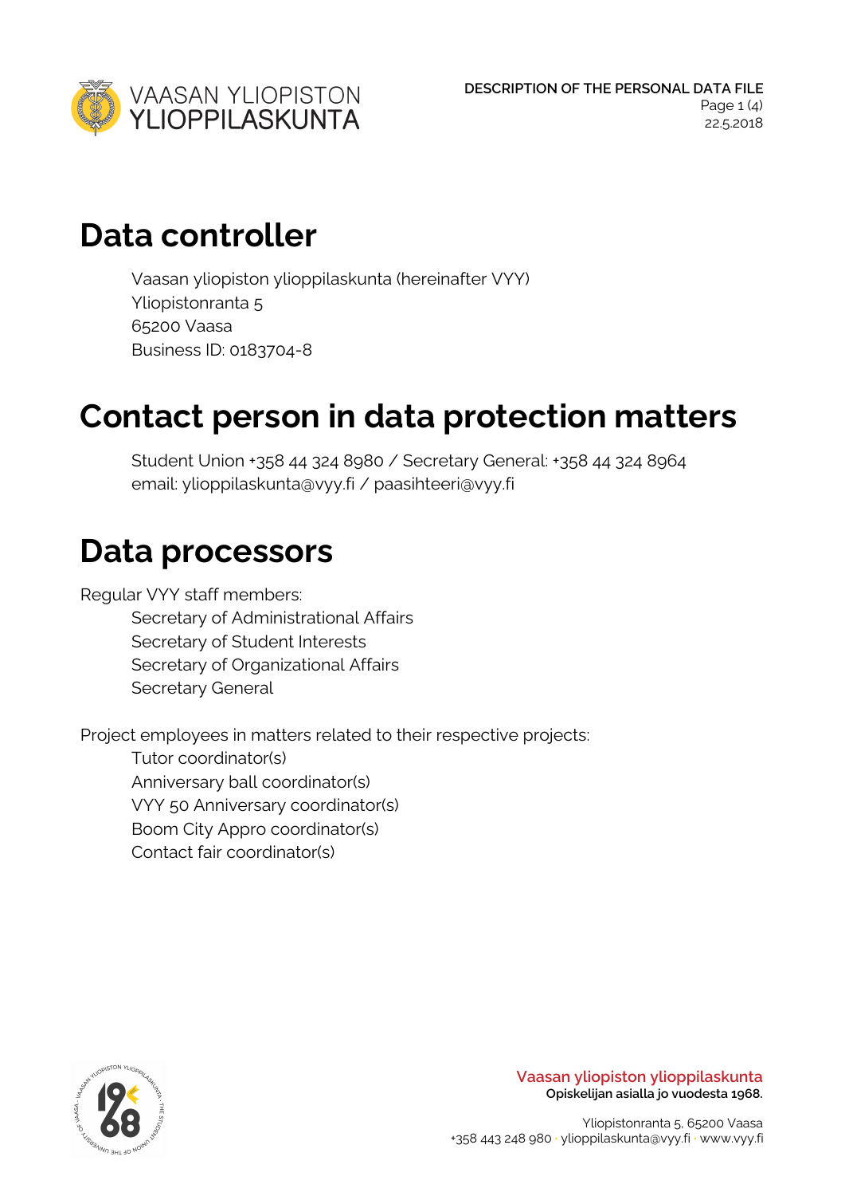# Data controller

Vaasan yliopiston ylioppilaskunta (hereinafter VYY)
Yliopistonranta 5
65200 Vaasa
Business ID: 0183704-8

# Contact person in data protection matters

Student Union +358 44 324 8980 / Secretary General: +358 44 324 8964
email: ylioppilaskunta@vyy.fi / paasihteeri@vyy.fi

# Data processors

Regular VYY staff members:

- Secretary of Administrational Affairs
- Secretary of Student Interests
- Secretary of Organizational Affairs
- Secretary General

Project employees in matters related to their respective projects:

- Tutor coordinator(s)
- Anniversary ball coordinator(s)
- VYY 50 Anniversary coordinator(s)
- Boom City Appro coordinator(s)
- Contact fair coordinator(s)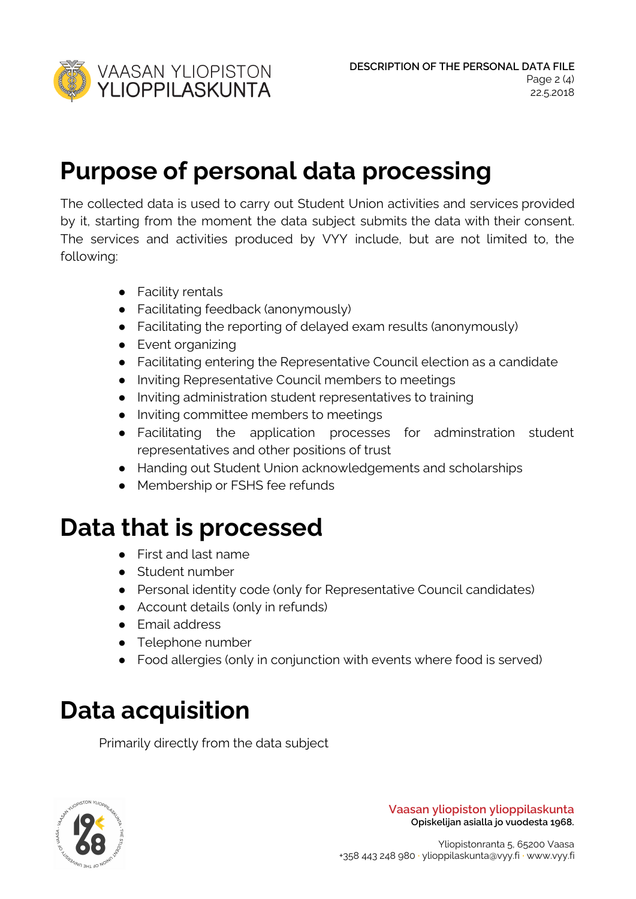# Purpose of personal data processing

The collected data is used to carry out Student Union activities and services provided by it, starting from the moment the data subject submits the data with their consent. The services and activities produced by VYY include, but are not limited to, the following:

- Facility rentals
- Facilitating feedback (anonymously)
- Facilitating the reporting of delayed exam results (anonymously)
- Event organizing
- Facilitating entering the Representative Council election as a candidate
- Inviting Representative Council members to meetings
- Inviting administration student representatives to training
- Inviting committee members to meetings
- Facilitating the application processes for adminstration student representatives and other positions of trust
- Handing out Student Union acknowledgements and scholarships
- Membership or FSHS fee refunds

# Data that is processed

- First and last name
- Student number
- Personal identity code (only for Representative Council candidates)
- Account details (only in refunds)
- Email address
- Telephone number
- Food allergies (only in conjunction with events where food is served)

# Data acquisition

Primarily directly from the data subject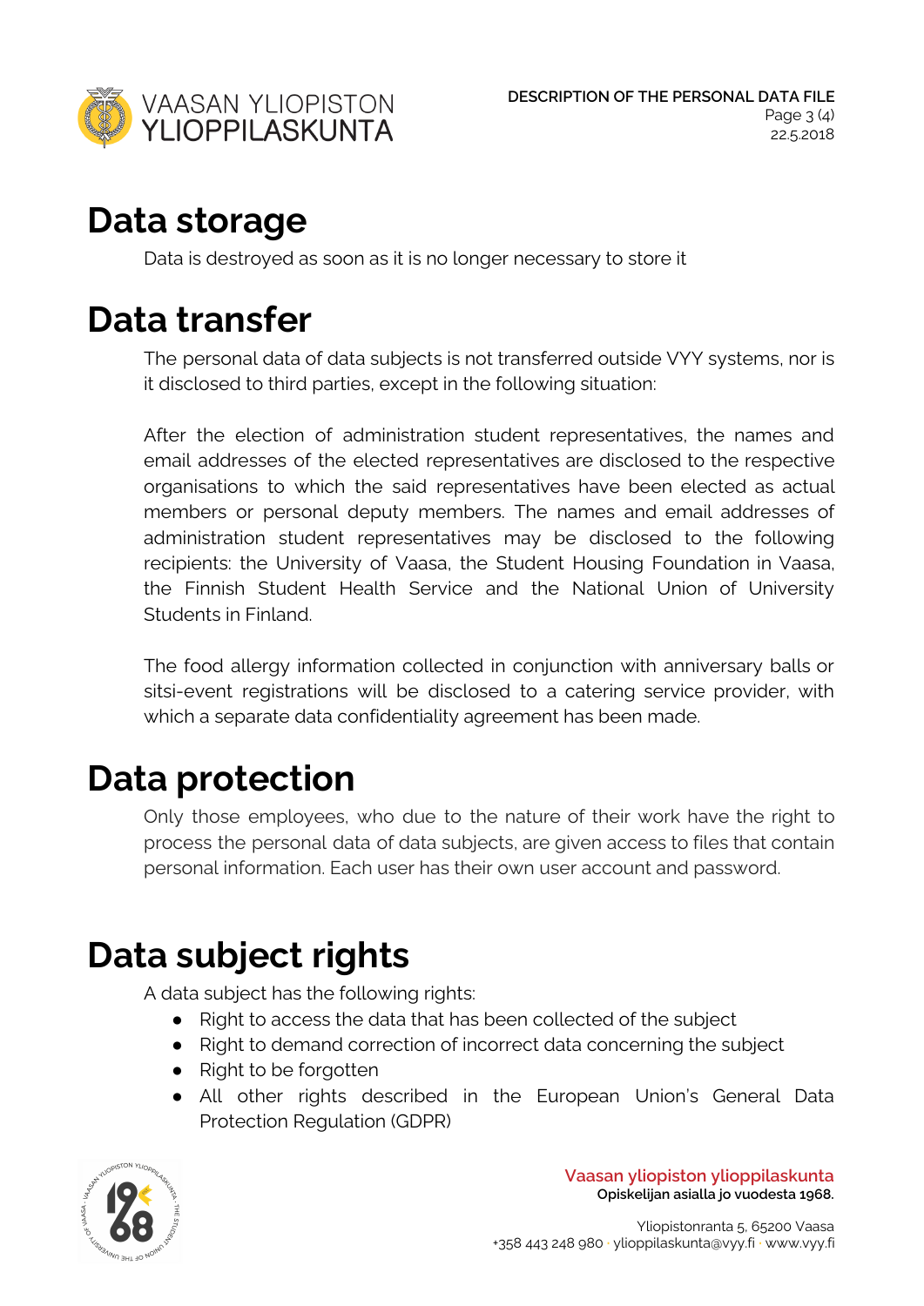# Data storage

Data is destroyed as soon as it is no longer necessary to store it

# Data transfer

The personal data of data subjects is not transferred outside VYY systems, nor is it disclosed to third parties, except in the following situation:

After the election of administration student representatives, the names and email addresses of the elected representatives are disclosed to the respective organisations to which the said representatives have been elected as actual members or personal deputy members. The names and email addresses of administration student representatives may be disclosed to the following recipients: the University of Vaasa, the Student Housing Foundation in Vaasa, the Finnish Student Health Service and the National Union of University Students in Finland.

The food allergy information collected in conjunction with anniversary balls or sitsi-event registrations will be disclosed to a catering service provider, with which a separate data confidentiality agreement has been made.

# Data protection

Only those employees, who due to the nature of their work have the right to process the personal data of data subjects, are given access to files that contain personal information. Each user has their own user account and password.

# Data subject rights

A data subject has the following rights:

- Right to access the data that has been collected of the subject
- Right to demand correction of incorrect data concerning the subject
- Right to be forgotten
- All other rights described in the European Union's General Data Protection Regulation (GDPR)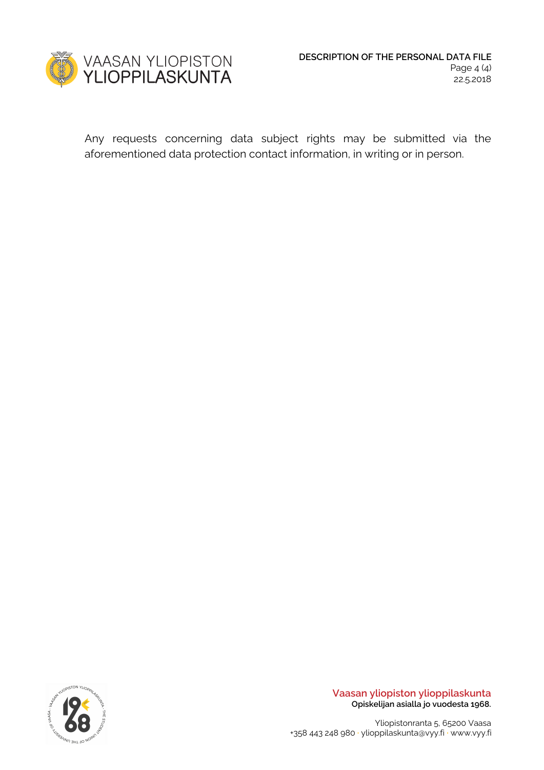Any requests concerning data subject rights may be submitted via the aforementioned data protection contact information, in writing or in person.